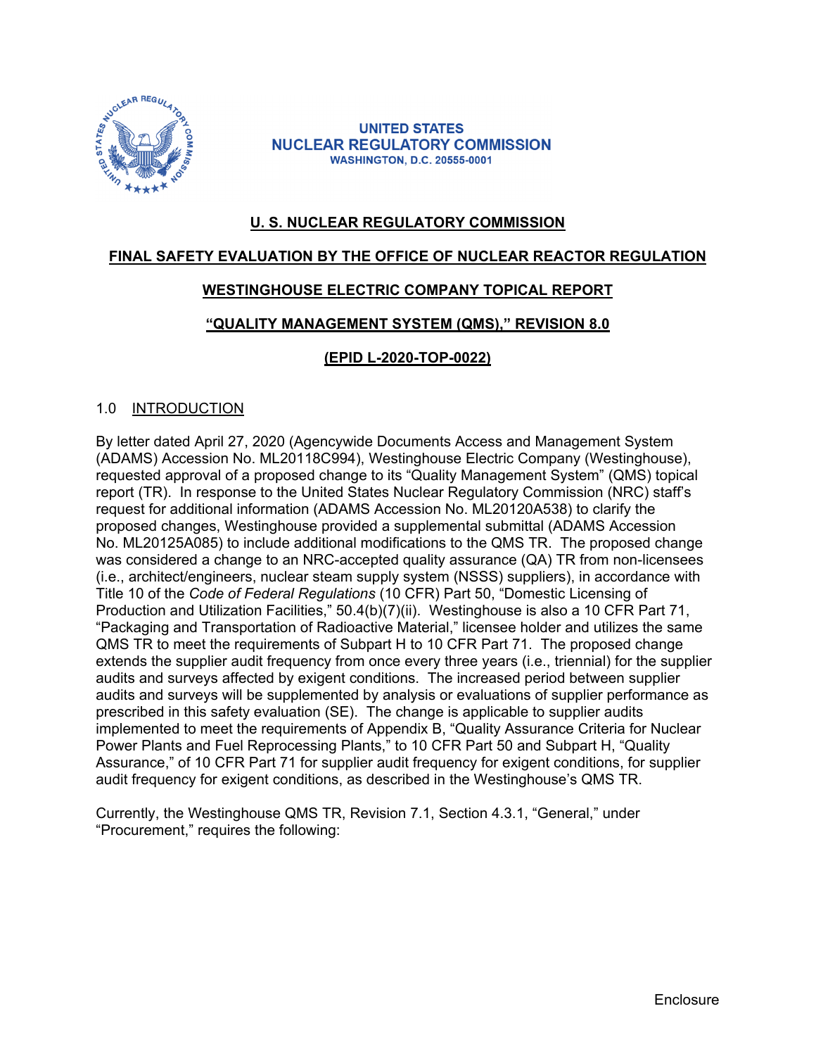UNITED STATES
NUCLEAR REGULATORY COMMISSION
WASHINGTON, D.C. 20555-0001

# U. S. NUCLEAR REGULATORY COMMISSION

## FINAL SAFETY EVALUATION BY THE OFFICE OF NUCLEAR REACTOR REGULATION

## WESTINGHOUSE ELECTRIC COMPANY TOPICAL REPORT

## "QUALITY MANAGEMENT SYSTEM (QMS)," REVISION 8.0

## (EPID L-2020-TOP-0022)

### 1.0 INTRODUCTION

By letter dated April 27, 2020 (Agencywide Documents Access and Management System (ADAMS) Accession No. ML20118C994), Westinghouse Electric Company (Westinghouse), requested approval of a proposed change to its "Quality Management System" (QMS) topical report (TR). In response to the United States Nuclear Regulatory Commission (NRC) staff's request for additional information (ADAMS Accession No. ML20120A538) to clarify the proposed changes, Westinghouse provided a supplemental submittal (ADAMS Accession No. ML20125A085) to include additional modifications to the QMS TR. The proposed change was considered a change to an NRC-accepted quality assurance (QA) TR from non-licensees (i.e., architect/engineers, nuclear steam supply system (NSSS) suppliers), in accordance with Title 10 of the *Code of Federal Regulations* (10 CFR) Part 50, "Domestic Licensing of Production and Utilization Facilities," 50.4(b)(7)(ii). Westinghouse is also a 10 CFR Part 71, "Packaging and Transportation of Radioactive Material," licensee holder and utilizes the same QMS TR to meet the requirements of Subpart H to 10 CFR Part 71. The proposed change extends the supplier audit frequency from once every three years (i.e., triennial) for the supplier audits and surveys affected by exigent conditions. The increased period between supplier audits and surveys will be supplemented by analysis or evaluations of supplier performance as prescribed in this safety evaluation (SE). The change is applicable to supplier audits implemented to meet the requirements of Appendix B, "Quality Assurance Criteria for Nuclear Power Plants and Fuel Reprocessing Plants," to 10 CFR Part 50 and Subpart H, "Quality Assurance," of 10 CFR Part 71 for supplier audit frequency for exigent conditions, for supplier audit frequency for exigent conditions, as described in the Westinghouse's QMS TR.

Currently, the Westinghouse QMS TR, Revision 7.1, Section 4.3.1, "General," under "Procurement," requires the following:

Enclosure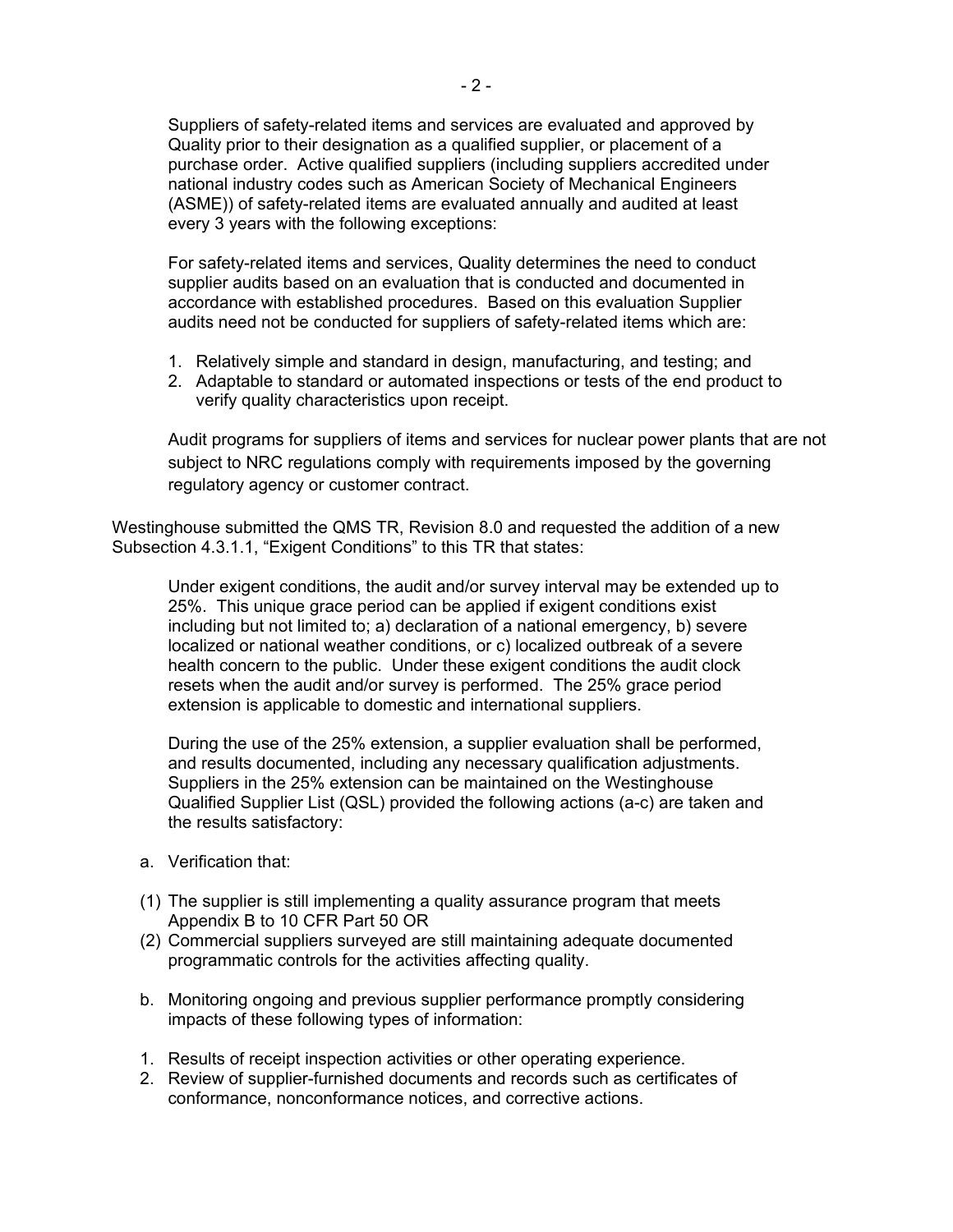Suppliers of safety-related items and services are evaluated and approved by Quality prior to their designation as a qualified supplier, or placement of a purchase order. Active qualified suppliers (including suppliers accredited under national industry codes such as American Society of Mechanical Engineers (ASME)) of safety-related items are evaluated annually and audited at least every 3 years with the following exceptions:

For safety-related items and services, Quality determines the need to conduct supplier audits based on an evaluation that is conducted and documented in accordance with established procedures. Based on this evaluation Supplier audits need not be conducted for suppliers of safety-related items which are:

1. Relatively simple and standard in design, manufacturing, and testing; and
2. Adaptable to standard or automated inspections or tests of the end product to verify quality characteristics upon receipt.

Audit programs for suppliers of items and services for nuclear power plants that are not subject to NRC regulations comply with requirements imposed by the governing regulatory agency or customer contract.

Westinghouse submitted the QMS TR, Revision 8.0 and requested the addition of a new Subsection 4.3.1.1, "Exigent Conditions" to this TR that states:

Under exigent conditions, the audit and/or survey interval may be extended up to 25%. This unique grace period can be applied if exigent conditions exist including but not limited to; a) declaration of a national emergency, b) severe localized or national weather conditions, or c) localized outbreak of a severe health concern to the public. Under these exigent conditions the audit clock resets when the audit and/or survey is performed. The 25% grace period extension is applicable to domestic and international suppliers.

During the use of the 25% extension, a supplier evaluation shall be performed, and results documented, including any necessary qualification adjustments. Suppliers in the 25% extension can be maintained on the Westinghouse Qualified Supplier List (QSL) provided the following actions (a-c) are taken and the results satisfactory:

a. Verification that:

(1) The supplier is still implementing a quality assurance program that meets Appendix B to 10 CFR Part 50 OR
(2) Commercial suppliers surveyed are still maintaining adequate documented programmatic controls for the activities affecting quality.

b. Monitoring ongoing and previous supplier performance promptly considering impacts of these following types of information:

1. Results of receipt inspection activities or other operating experience.
2. Review of supplier-furnished documents and records such as certificates of conformance, nonconformance notices, and corrective actions.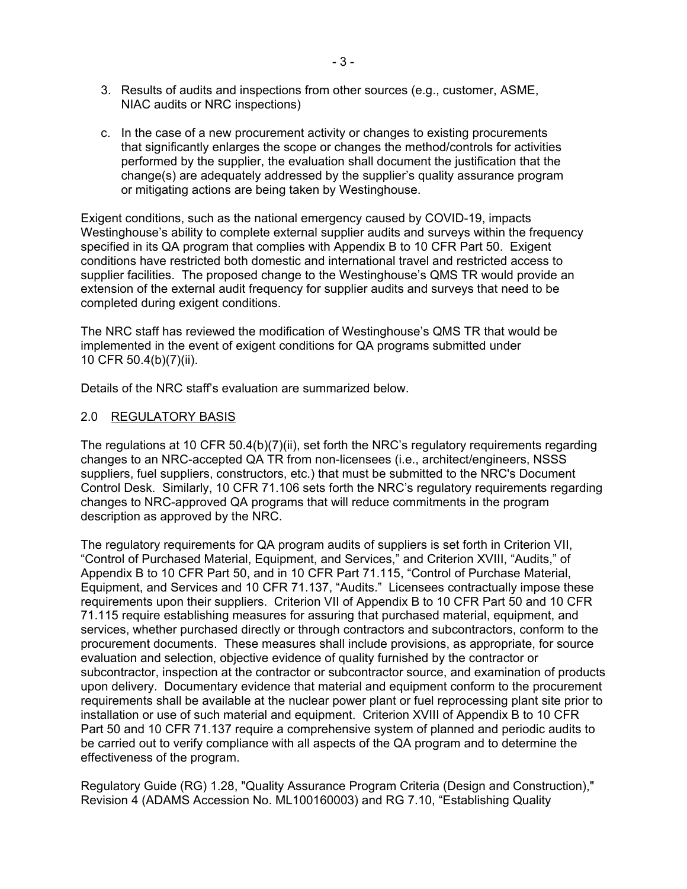3. Results of audits and inspections from other sources (e.g., customer, ASME, NIAC audits or NRC inspections)

c. In the case of a new procurement activity or changes to existing procurements that significantly enlarges the scope or changes the method/controls for activities performed by the supplier, the evaluation shall document the justification that the change(s) are adequately addressed by the supplier's quality assurance program or mitigating actions are being taken by Westinghouse.

Exigent conditions, such as the national emergency caused by COVID-19, impacts Westinghouse's ability to complete external supplier audits and surveys within the frequency specified in its QA program that complies with Appendix B to 10 CFR Part 50. Exigent conditions have restricted both domestic and international travel and restricted access to supplier facilities. The proposed change to the Westinghouse's QMS TR would provide an extension of the external audit frequency for supplier audits and surveys that need to be completed during exigent conditions.

The NRC staff has reviewed the modification of Westinghouse's QMS TR that would be implemented in the event of exigent conditions for QA programs submitted under 10 CFR 50.4(b)(7)(ii).

Details of the NRC staff's evaluation are summarized below.

## 2.0 REGULATORY BASIS

The regulations at 10 CFR 50.4(b)(7)(ii), set forth the NRC's regulatory requirements regarding changes to an NRC-accepted QA TR from non-licensees (i.e., architect/engineers, NSSS suppliers, fuel suppliers, constructors, etc.) that must be submitted to the NRC's Document Control Desk. Similarly, 10 CFR 71.106 sets forth the NRC's regulatory requirements regarding changes to NRC-approved QA programs that will reduce commitments in the program description as approved by the NRC.

The regulatory requirements for QA program audits of suppliers is set forth in Criterion VII, "Control of Purchased Material, Equipment, and Services," and Criterion XVIII, "Audits," of Appendix B to 10 CFR Part 50, and in 10 CFR Part 71.115, "Control of Purchase Material, Equipment, and Services and 10 CFR 71.137, "Audits." Licensees contractually impose these requirements upon their suppliers. Criterion VII of Appendix B to 10 CFR Part 50 and 10 CFR 71.115 require establishing measures for assuring that purchased material, equipment, and services, whether purchased directly or through contractors and subcontractors, conform to the procurement documents. These measures shall include provisions, as appropriate, for source evaluation and selection, objective evidence of quality furnished by the contractor or subcontractor, inspection at the contractor or subcontractor source, and examination of products upon delivery. Documentary evidence that material and equipment conform to the procurement requirements shall be available at the nuclear power plant or fuel reprocessing plant site prior to installation or use of such material and equipment. Criterion XVIII of Appendix B to 10 CFR Part 50 and 10 CFR 71.137 require a comprehensive system of planned and periodic audits to be carried out to verify compliance with all aspects of the QA program and to determine the effectiveness of the program.

Regulatory Guide (RG) 1.28, "Quality Assurance Program Criteria (Design and Construction)," Revision 4 (ADAMS Accession No. ML100160003) and RG 7.10, "Establishing Quality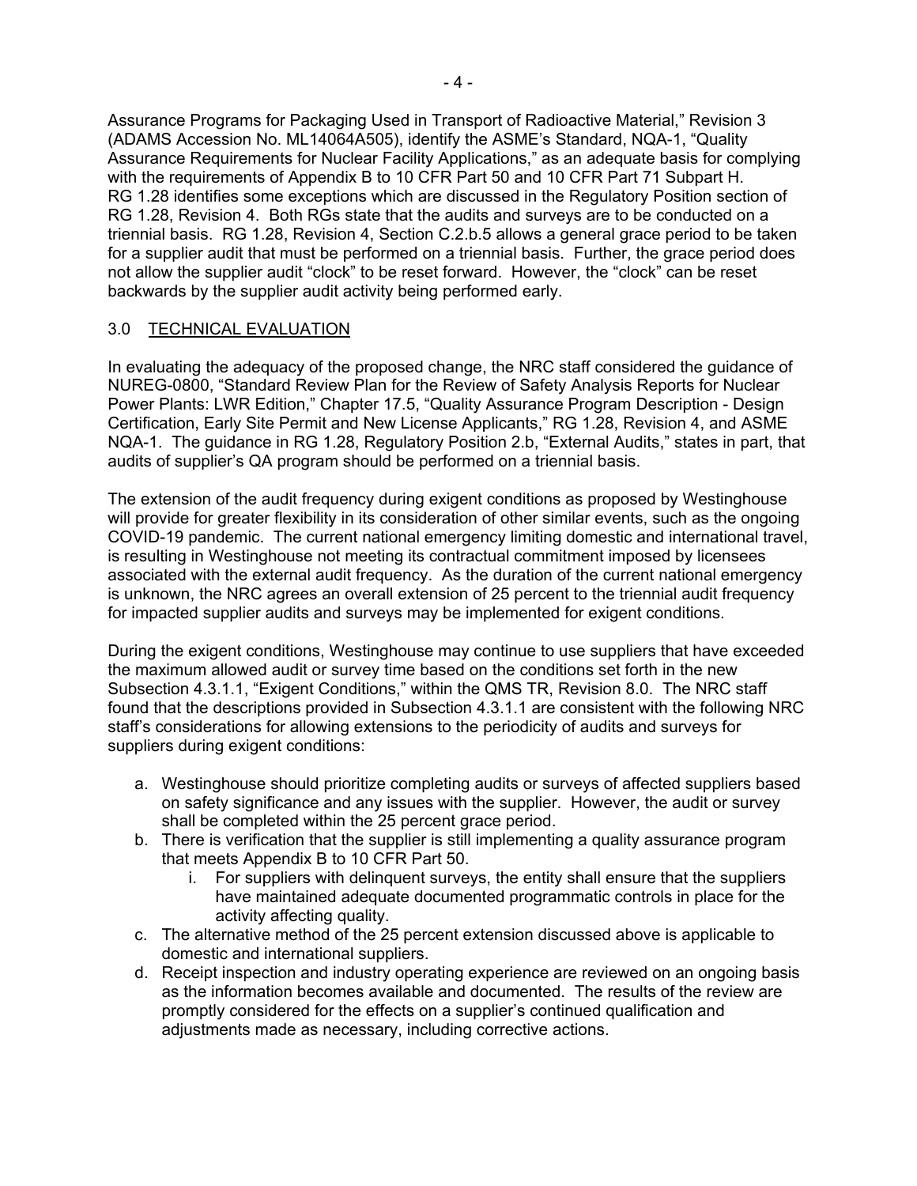Assurance Programs for Packaging Used in Transport of Radioactive Material," Revision 3 (ADAMS Accession No. ML14064A505), identify the ASME's Standard, NQA-1, "Quality Assurance Requirements for Nuclear Facility Applications," as an adequate basis for complying with the requirements of Appendix B to 10 CFR Part 50 and 10 CFR Part 71 Subpart H. RG 1.28 identifies some exceptions which are discussed in the Regulatory Position section of RG 1.28, Revision 4. Both RGs state that the audits and surveys are to be conducted on a triennial basis. RG 1.28, Revision 4, Section C.2.b.5 allows a general grace period to be taken for a supplier audit that must be performed on a triennial basis. Further, the grace period does not allow the supplier audit "clock" to be reset forward. However, the "clock" can be reset backwards by the supplier audit activity being performed early.

## 3.0 TECHNICAL EVALUATION

In evaluating the adequacy of the proposed change, the NRC staff considered the guidance of NUREG-0800, "Standard Review Plan for the Review of Safety Analysis Reports for Nuclear Power Plants: LWR Edition," Chapter 17.5, "Quality Assurance Program Description - Design Certification, Early Site Permit and New License Applicants," RG 1.28, Revision 4, and ASME NQA-1. The guidance in RG 1.28, Regulatory Position 2.b, "External Audits," states in part, that audits of supplier's QA program should be performed on a triennial basis.

The extension of the audit frequency during exigent conditions as proposed by Westinghouse will provide for greater flexibility in its consideration of other similar events, such as the ongoing COVID-19 pandemic. The current national emergency limiting domestic and international travel, is resulting in Westinghouse not meeting its contractual commitment imposed by licensees associated with the external audit frequency. As the duration of the current national emergency is unknown, the NRC agrees an overall extension of 25 percent to the triennial audit frequency for impacted supplier audits and surveys may be implemented for exigent conditions.

During the exigent conditions, Westinghouse may continue to use suppliers that have exceeded the maximum allowed audit or survey time based on the conditions set forth in the new Subsection 4.3.1.1, "Exigent Conditions," within the QMS TR, Revision 8.0. The NRC staff found that the descriptions provided in Subsection 4.3.1.1 are consistent with the following NRC staff's considerations for allowing extensions to the periodicity of audits and surveys for suppliers during exigent conditions:

a. Westinghouse should prioritize completing audits or surveys of affected suppliers based on safety significance and any issues with the supplier. However, the audit or survey shall be completed within the 25 percent grace period.
b. There is verification that the supplier is still implementing a quality assurance program that meets Appendix B to 10 CFR Part 50.
    i. For suppliers with delinquent surveys, the entity shall ensure that the suppliers have maintained adequate documented programmatic controls in place for the activity affecting quality.
c. The alternative method of the 25 percent extension discussed above is applicable to domestic and international suppliers.
d. Receipt inspection and industry operating experience are reviewed on an ongoing basis as the information becomes available and documented. The results of the review are promptly considered for the effects on a supplier's continued qualification and adjustments made as necessary, including corrective actions.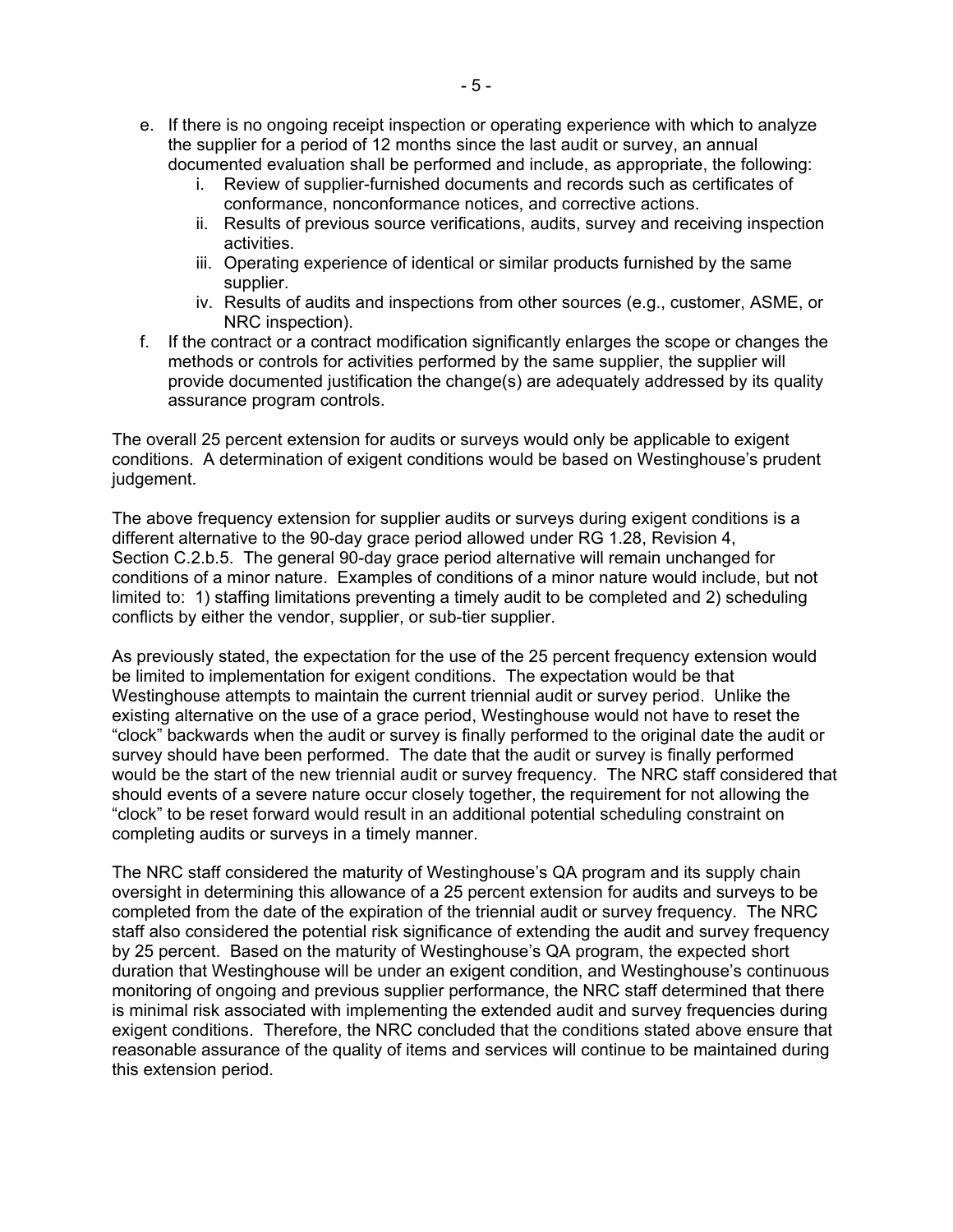e. If there is no ongoing receipt inspection or operating experience with which to analyze the supplier for a period of 12 months since the last audit or survey, an annual documented evaluation shall be performed and include, as appropriate, the following:
    i. Review of supplier-furnished documents and records such as certificates of conformance, nonconformance notices, and corrective actions.
    ii. Results of previous source verifications, audits, survey and receiving inspection activities.
    iii. Operating experience of identical or similar products furnished by the same supplier.
    iv. Results of audits and inspections from other sources (e.g., customer, ASME, or NRC inspection).

f. If the contract or a contract modification significantly enlarges the scope or changes the methods or controls for activities performed by the same supplier, the supplier will provide documented justification the change(s) are adequately addressed by its quality assurance program controls.

The overall 25 percent extension for audits or surveys would only be applicable to exigent conditions. A determination of exigent conditions would be based on Westinghouse's prudent judgement.

The above frequency extension for supplier audits or surveys during exigent conditions is a different alternative to the 90-day grace period allowed under RG 1.28, Revision 4, Section C.2.b.5. The general 90-day grace period alternative will remain unchanged for conditions of a minor nature. Examples of conditions of a minor nature would include, but not limited to: 1) staffing limitations preventing a timely audit to be completed and 2) scheduling conflicts by either the vendor, supplier, or sub-tier supplier.

As previously stated, the expectation for the use of the 25 percent frequency extension would be limited to implementation for exigent conditions. The expectation would be that Westinghouse attempts to maintain the current triennial audit or survey period. Unlike the existing alternative on the use of a grace period, Westinghouse would not have to reset the "clock" backwards when the audit or survey is finally performed to the original date the audit or survey should have been performed. The date that the audit or survey is finally performed would be the start of the new triennial audit or survey frequency. The NRC staff considered that should events of a severe nature occur closely together, the requirement for not allowing the "clock" to be reset forward would result in an additional potential scheduling constraint on completing audits or surveys in a timely manner.

The NRC staff considered the maturity of Westinghouse's QA program and its supply chain oversight in determining this allowance of a 25 percent extension for audits and surveys to be completed from the date of the expiration of the triennial audit or survey frequency. The NRC staff also considered the potential risk significance of extending the audit and survey frequency by 25 percent. Based on the maturity of Westinghouse's QA program, the expected short duration that Westinghouse will be under an exigent condition, and Westinghouse's continuous monitoring of ongoing and previous supplier performance, the NRC staff determined that there is minimal risk associated with implementing the extended audit and survey frequencies during exigent conditions. Therefore, the NRC concluded that the conditions stated above ensure that reasonable assurance of the quality of items and services will continue to be maintained during this extension period.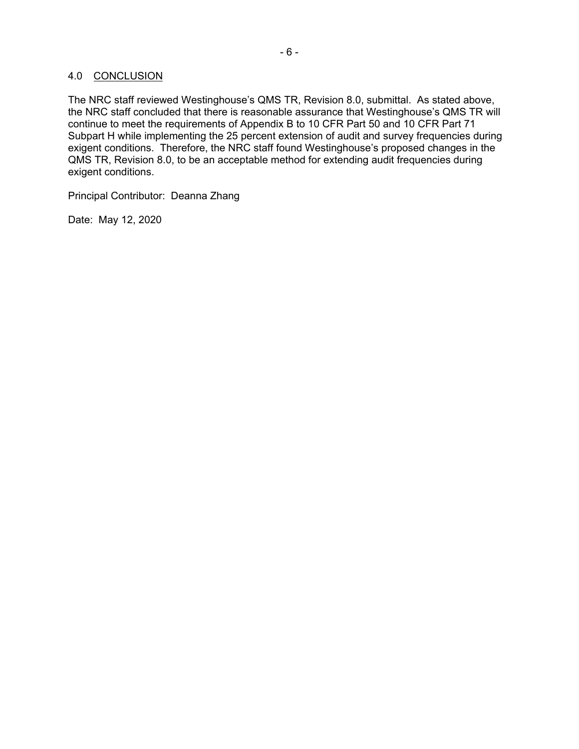## 4.0 CONCLUSION

The NRC staff reviewed Westinghouse's QMS TR, Revision 8.0, submittal. As stated above, the NRC staff concluded that there is reasonable assurance that Westinghouse's QMS TR will continue to meet the requirements of Appendix B to 10 CFR Part 50 and 10 CFR Part 71 Subpart H while implementing the 25 percent extension of audit and survey frequencies during exigent conditions. Therefore, the NRC staff found Westinghouse's proposed changes in the QMS TR, Revision 8.0, to be an acceptable method for extending audit frequencies during exigent conditions.

Principal Contributor: Deanna Zhang

Date: May 12, 2020